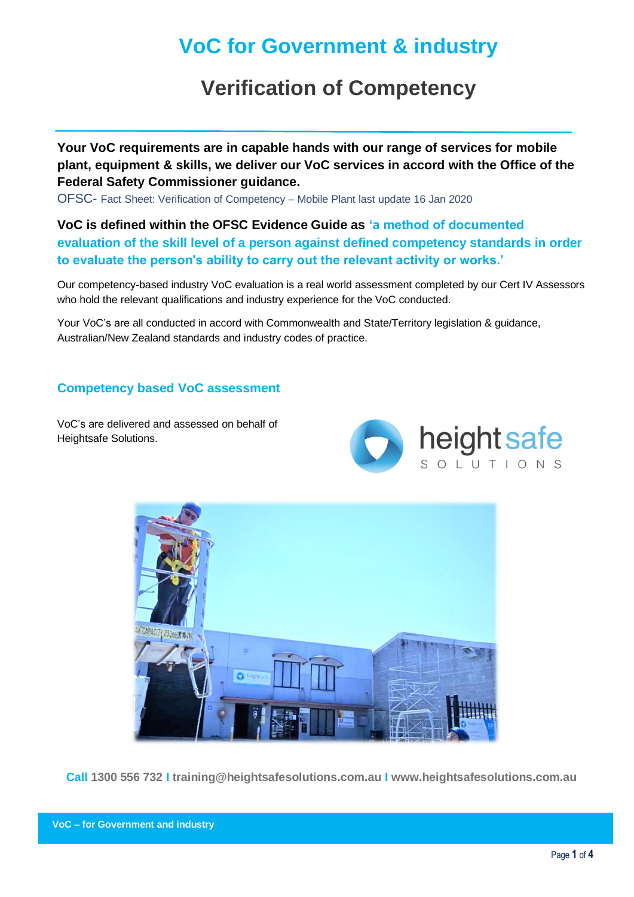# VoC for Government & industry

## Verification of Competency

**Your VoC requirements are in capable hands with our range of services for mobile plant, equipment & skills, we deliver our VoC services in accord with the Office of the Federal Safety Commissioner guidance.**

OFSC- Fact Sheet: Verification of Competency – Mobile Plant last update 16 Jan 2020

**VoC is defined within the OFSC Evidence Guide as 'a method of documented evaluation of the skill level of a person against defined competency standards in order to evaluate the person's ability to carry out the relevant activity or works.'**

Our competency-based industry VoC evaluation is a real world assessment completed by our Cert IV Assessors who hold the relevant qualifications and industry experience for the VoC conducted.

Your VoC's are all conducted in accord with Commonwealth and State/Territory legislation & guidance, Australian/New Zealand standards and industry codes of practice.

### Competency based VoC assessment

VoC's are delivered and assessed on behalf of Heightsafe Solutions.

**Call 1300 556 732 I training@heightsafesolutions.com.au I www.heightsafesolutions.com.au**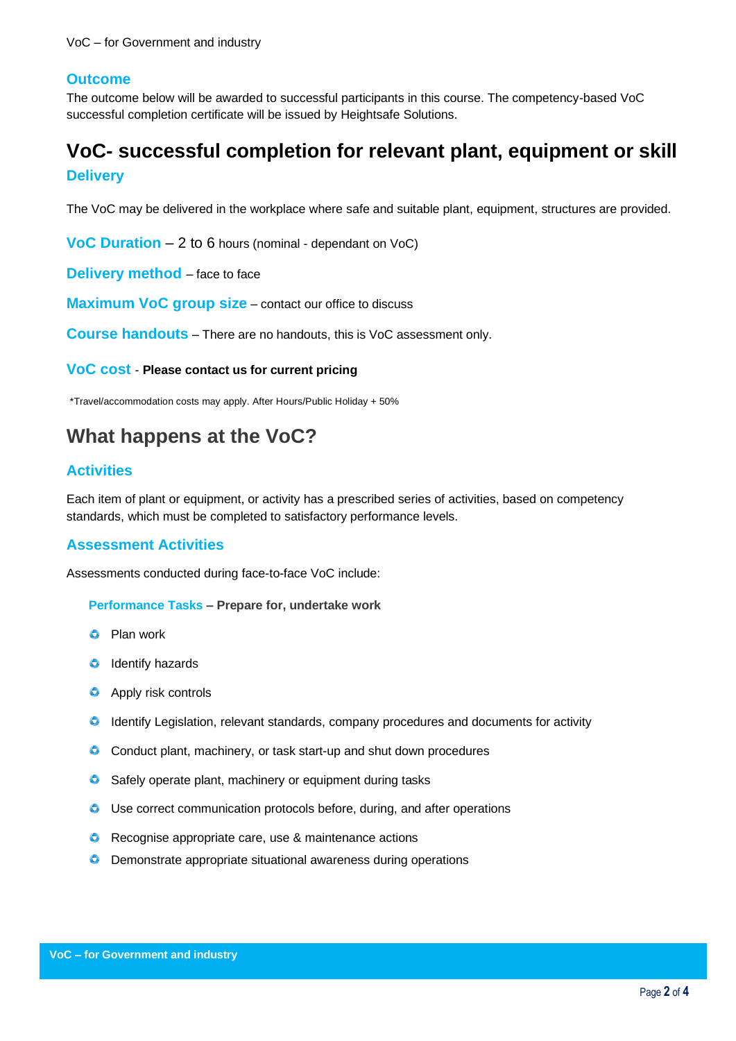### Outcome

The outcome below will be awarded to successful participants in this course. The competency-based VoC successful completion certificate will be issued by Heightsafe Solutions.

# VoC- successful completion for relevant plant, equipment or skill

### Delivery

The VoC may be delivered in the workplace where safe and suitable plant, equipment, structures are provided.

**VoC Duration** – 2 to 6 hours (nominal - dependant on VoC)

**Delivery method** – face to face

**Maximum VoC group size** – contact our office to discuss

**Course handouts** – There are no handouts, this is VoC assessment only.

**VoC cost** - **Please contact us for current pricing**

*Travel/accommodation costs may apply. After Hours/Public Holiday + 50%

## What happens at the VoC?

### Activities

Each item of plant or equipment, or activity has a prescribed series of activities, based on competency standards, which must be completed to satisfactory performance levels.

### Assessment Activities

Assessments conducted during face-to-face VoC include:

**Performance Tasks – Prepare for, undertake work**

- Plan work
- Identify hazards
- Apply risk controls
- Identify Legislation, relevant standards, company procedures and documents for activity
- Conduct plant, machinery, or task start-up and shut down procedures
- Safely operate plant, machinery or equipment during tasks
- Use correct communication protocols before, during, and after operations
- Recognise appropriate care, use & maintenance actions
- Demonstrate appropriate situational awareness during operations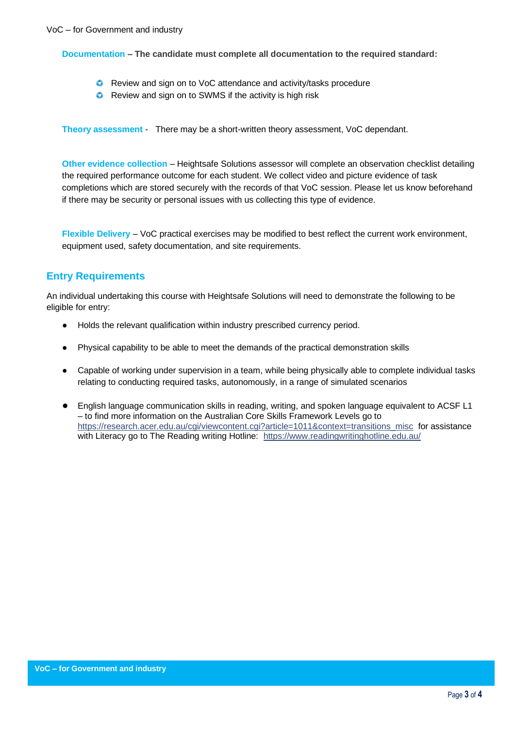**Documentation – The candidate must complete all documentation to the required standard:**

- Review and sign on to VoC attendance and activity/tasks procedure
- Review and sign on to SWMS if the activity is high risk

**Theory assessment** - There may be a short-written theory assessment, VoC dependant.

**Other evidence collection** – Heightsafe Solutions assessor will complete an observation checklist detailing the required performance outcome for each student. We collect video and picture evidence of task completions which are stored securely with the records of that VoC session. Please let us know beforehand if there may be security or personal issues with us collecting this type of evidence.

**Flexible Delivery** – VoC practical exercises may be modified to best reflect the current work environment, equipment used, safety documentation, and site requirements.

## Entry Requirements

An individual undertaking this course with Heightsafe Solutions will need to demonstrate the following to be eligible for entry:

- Holds the relevant qualification within industry prescribed currency period.
- Physical capability to be able to meet the demands of the practical demonstration skills
- Capable of working under supervision in a team, while being physically able to complete individual tasks relating to conducting required tasks, autonomously, in a range of simulated scenarios
- English language communication skills in reading, writing, and spoken language equivalent to ACSF L1 – to find more information on the Australian Core Skills Framework Levels go to https://research.acer.edu.au/cgi/viewcontent.cgi?article=1011&context=transitions_misc for assistance with Literacy go to The Reading writing Hotline: https://www.readingwritinghotline.edu.au/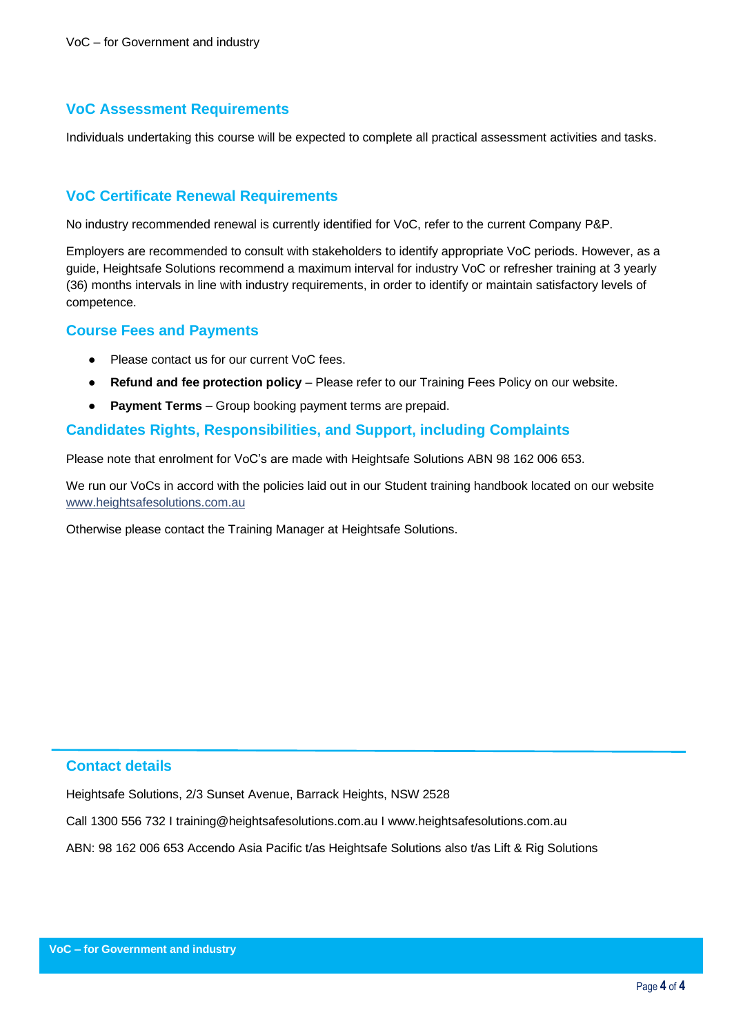## VoC Assessment Requirements

Individuals undertaking this course will be expected to complete all practical assessment activities and tasks.

## VoC Certificate Renewal Requirements

No industry recommended renewal is currently identified for VoC, refer to the current Company P&P.

Employers are recommended to consult with stakeholders to identify appropriate VoC periods. However, as a guide, Heightsafe Solutions recommend a maximum interval for industry VoC or refresher training at 3 yearly (36) months intervals in line with industry requirements, in order to identify or maintain satisfactory levels of competence.

## Course Fees and Payments

- Please contact us for our current VoC fees.
- **Refund and fee protection policy** – Please refer to our Training Fees Policy on our website.
- **Payment Terms** – Group booking payment terms are prepaid.

## Candidates Rights, Responsibilities, and Support, including Complaints

Please note that enrolment for VoC's are made with Heightsafe Solutions ABN 98 162 006 653.

We run our VoCs in accord with the policies laid out in our Student training handbook located on our website www.heightsafesolutions.com.au

Otherwise please contact the Training Manager at Heightsafe Solutions.

## Contact details

Heightsafe Solutions, 2/3 Sunset Avenue, Barrack Heights, NSW 2528

Call 1300 556 732 I training@heightsafesolutions.com.au I www.heightsafesolutions.com.au

ABN: 98 162 006 653 Accendo Asia Pacific t/as Heightsafe Solutions also t/as Lift & Rig Solutions